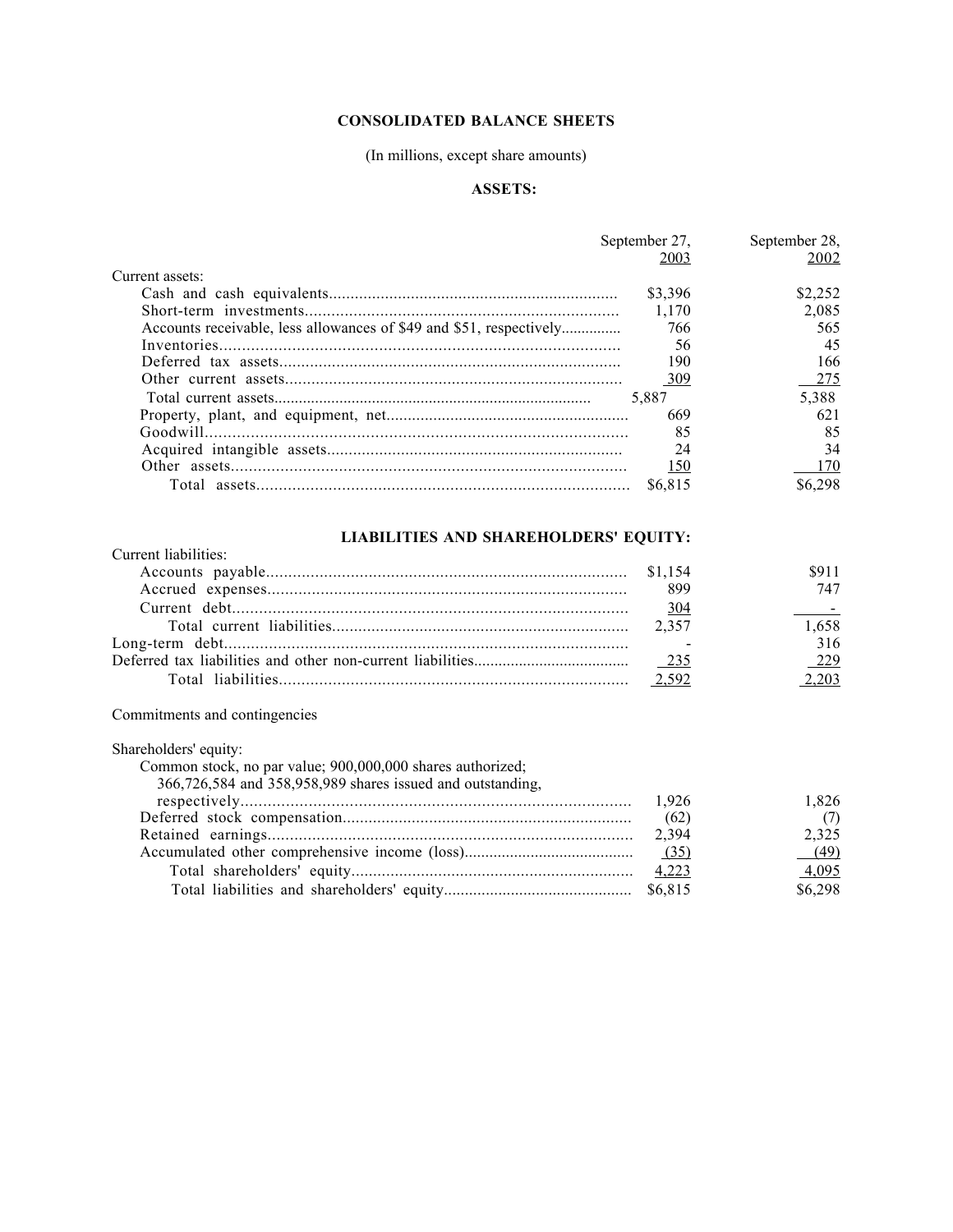# CONSOLIDATED BALANCE SHEETS

(In millions, except share amounts)

## ASSETS:

| | September 27, 2003 | September 28, 2002 |
|---|---|---|
| Current assets: | | |
| Cash and cash equivalents | $3,396 | $2,252 |
| Short-term investments | 1,170 | 2,085 |
| Accounts receivable, less allowances of $49 and $51, respectively | 766 | 565 |
| Inventories | 56 | 45 |
| Deferred tax assets | 190 | 166 |
| Other current assets | 309 | 275 |
| Total current assets | 5,887 | 5,388 |
| Property, plant, and equipment, net | 669 | 621 |
| Goodwill | 85 | 85 |
| Acquired intangible assets | 24 | 34 |
| Other assets | 150 | 170 |
| Total assets | $6,815 | $6,298 |

## LIABILITIES AND SHAREHOLDERS' EQUITY:

| | September 27, 2003 | September 28, 2002 |
|---|---|---|
| Current liabilities: | | |
| Accounts payable | $1,154 | $911 |
| Accrued expenses | 899 | 747 |
| Current debt | 304 | - |
| Total current liabilities | 2,357 | 1,658 |
| Long-term debt | - | 316 |
| Deferred tax liabilities and other non-current liabilities | 235 | 229 |
| Total liabilities | 2,592 | 2,203 |
| | | |
| Commitments and contingencies | | |
| | | |
| Shareholders' equity: | | |
| Common stock, no par value; 900,000,000 shares authorized; 366,726,584 and 358,958,989 shares issued and outstanding, respectively | 1,926 | 1,826 |
| Deferred stock compensation | (62) | (7) |
| Retained earnings | 2,394 | 2,325 |
| Accumulated other comprehensive income (loss) | (35) | (49) |
| Total shareholders' equity | 4,223 | 4,095 |
| Total liabilities and shareholders' equity | $6,815 | $6,298 |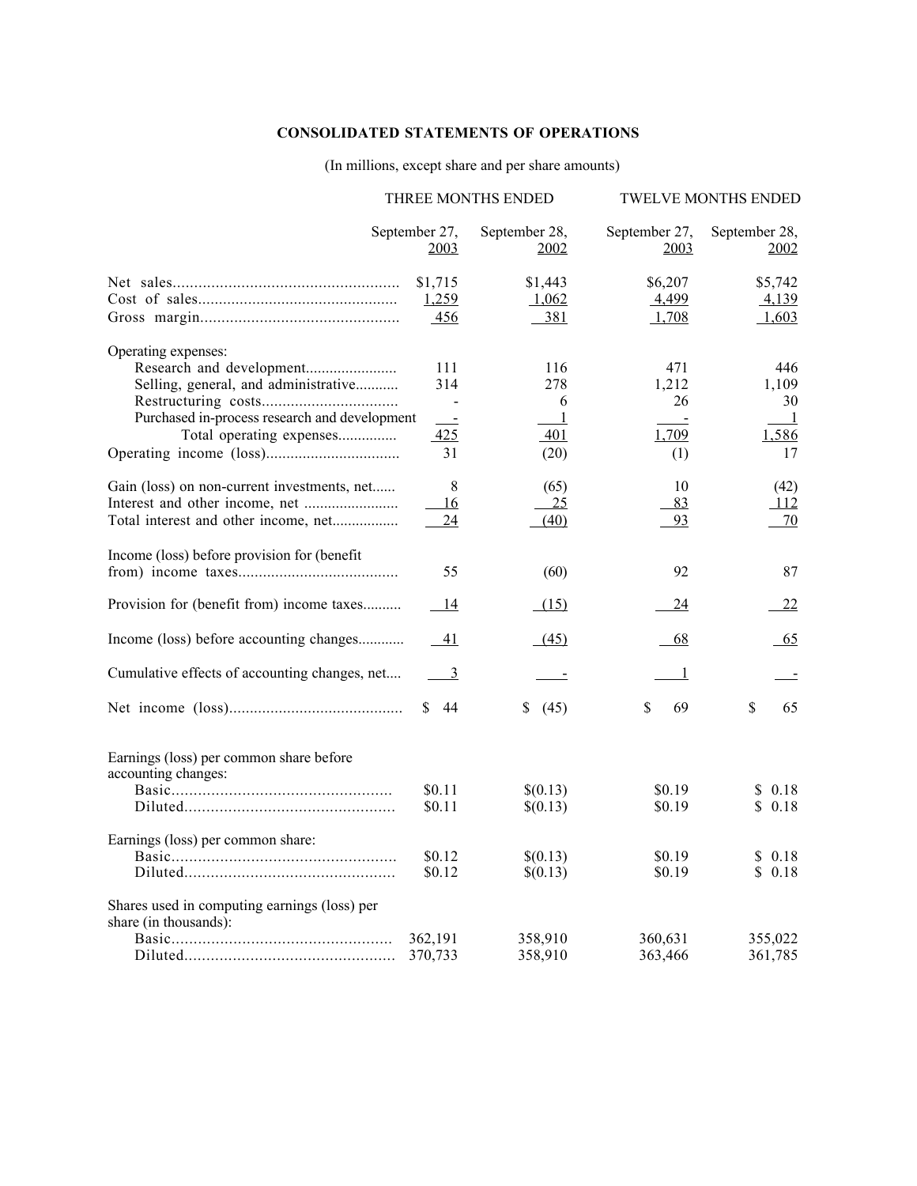**CONSOLIDATED STATEMENTS OF OPERATIONS**

(In millions, except share and per share amounts)

| | THREE MONTHS ENDED | | TWELVE MONTHS ENDED | |
|---|---|---|---|---|
| | September 27, 2003 | September 28, 2002 | September 27, 2003 | September 28, 2002 |
| Net sales | $1,715 | $1,443 | $6,207 | $5,742 |
| Cost of sales | 1,259 | 1,062 | 4,499 | 4,139 |
| Gross margin | 456 | 381 | 1,708 | 1,603 |
| Operating expenses: | | | | |
| Research and development | 111 | 116 | 471 | 446 |
| Selling, general, and administrative | 314 | 278 | 1,212 | 1,109 |
| Restructuring costs | - | 6 | 26 | 30 |
| Purchased in-process research and development | - | 1 | - | 1 |
| Total operating expenses | 425 | 401 | 1,709 | 1,586 |
| Operating income (loss) | 31 | (20) | (1) | 17 |
| Gain (loss) on non-current investments, net | 8 | (65) | 10 | (42) |
| Interest and other income, net | 16 | 25 | 83 | 112 |
| Total interest and other income, net | 24 | (40) | 93 | 70 |
| Income (loss) before provision for (benefit from) income taxes | 55 | (60) | 92 | 87 |
| Provision for (benefit from) income taxes | 14 | (15) | 24 | 22 |
| Income (loss) before accounting changes | 41 | (45) | 68 | 65 |
| Cumulative effects of accounting changes, net | 3 | - | 1 | - |
| Net income (loss) | $ 44 | $ (45) | $ 69 | $ 65 |
| Earnings (loss) per common share before accounting changes: | | | | |
| Basic | $0.11 | $(0.13) | $0.19 | $ 0.18 |
| Diluted | $0.11 | $(0.13) | $0.19 | $ 0.18 |
| Earnings (loss) per common share: | | | | |
| Basic | $0.12 | $(0.13) | $0.19 | $ 0.18 |
| Diluted | $0.12 | $(0.13) | $0.19 | $ 0.18 |
| Shares used in computing earnings (loss) per share (in thousands): | | | | |
| Basic | 362,191 | 358,910 | 360,631 | 355,022 |
| Diluted | 370,733 | 358,910 | 363,466 | 361,785 |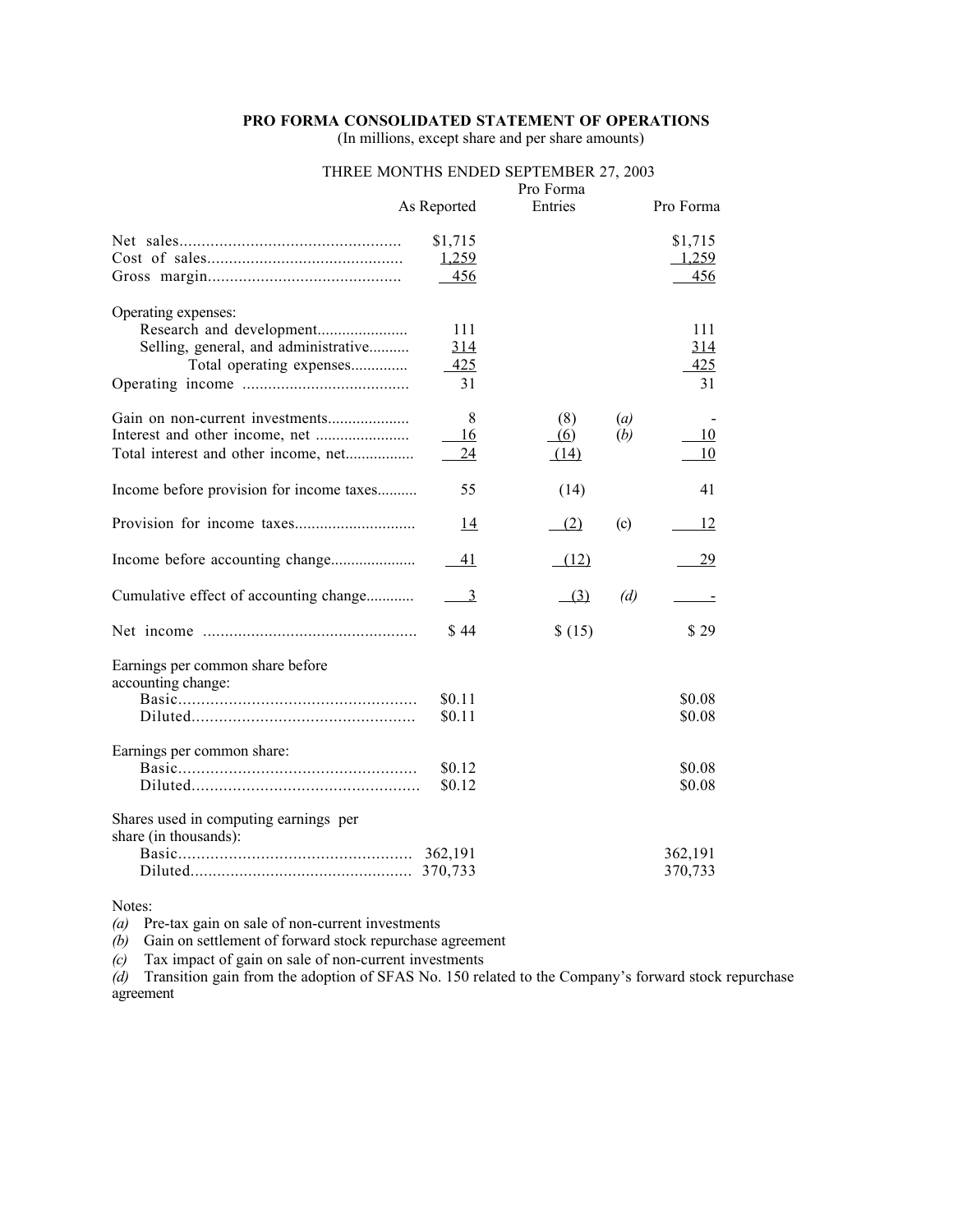**PRO FORMA CONSOLIDATED STATEMENT OF OPERATIONS**
(In millions, except share and per share amounts)

THREE MONTHS ENDED SEPTEMBER 27, 2003

| | As Reported | Pro Forma Entries | | Pro Forma |
|---|---|---|---|---|
| Net sales | $1,715 | | | $1,715 |
| Cost of sales | 1,259 | | | 1,259 |
| Gross margin | 456 | | | 456 |
| Operating expenses: | | | | |
| Research and development | 111 | | | 111 |
| Selling, general, and administrative | 314 | | | 314 |
| Total operating expenses | 425 | | | 425 |
| Operating income | 31 | | | 31 |
| Gain on non-current investments | 8 | (8) | *(a)* | - |
| Interest and other income, net | 16 | (6) | *(b)* | 10 |
| Total interest and other income, net | 24 | (14) | | 10 |
| Income before provision for income taxes | 55 | (14) | | 41 |
| Provision for income taxes | 14 | (2) | (c) | 12 |
| Income before accounting change | 41 | (12) | | 29 |
| Cumulative effect of accounting change | 3 | (3) | *(d)* | - |
| Net income | $ 44 | $ (15) | | $ 29 |
| Earnings per common share before accounting change: | | | | |
| Basic | $0.11 | | | $0.08 |
| Diluted | $0.11 | | | $0.08 |
| Earnings per common share: | | | | |
| Basic | $0.12 | | | $0.08 |
| Diluted | $0.12 | | | $0.08 |
| Shares used in computing earnings per share (in thousands): | | | | |
| Basic | 362,191 | | | 362,191 |
| Diluted | 370,733 | | | 370,733 |

Notes:

*(a)* Pre-tax gain on sale of non-current investments

*(b)* Gain on settlement of forward stock repurchase agreement

*(c)* Tax impact of gain on sale of non-current investments

*(d)* Transition gain from the adoption of SFAS No. 150 related to the Company's forward stock repurchase agreement